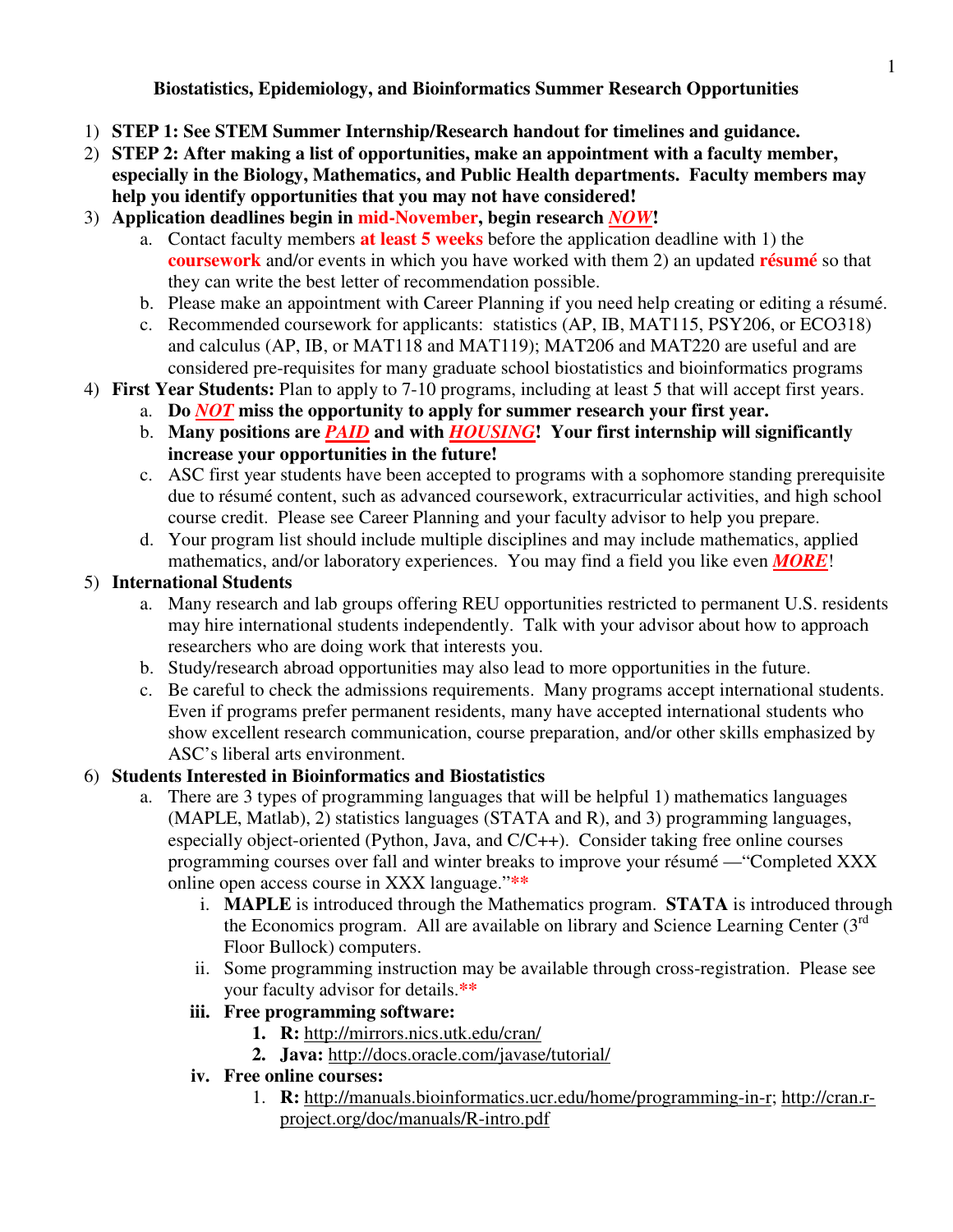# Biostatistics, Epidemiology, and Bioinformatics Summer Research Opportunities

1) **STEP 1: See STEM Summer Internship/Research handout for timelines and guidance.**
2) **STEP 2: After making a list of opportunities, make an appointment with a faculty member, especially in the Biology, Mathematics, and Public Health departments. Faculty members may help you identify opportunities that you may not have considered!**
3) **Application deadlines begin in mid-November, begin research *NOW*!**
   a. Contact faculty members **at least 5 weeks** before the application deadline with 1) the **coursework** and/or events in which you have worked with them 2) an updated **résumé** so that they can write the best letter of recommendation possible.
   b. Please make an appointment with Career Planning if you need help creating or editing a résumé.
   c. Recommended coursework for applicants: statistics (AP, IB, MAT115, PSY206, or ECO318) and calculus (AP, IB, or MAT118 and MAT119); MAT206 and MAT220 are useful and are considered pre-requisites for many graduate school biostatistics and bioinformatics programs
4) **First Year Students:** Plan to apply to 7-10 programs, including at least 5 that will accept first years.
   a. **Do *NOT* miss the opportunity to apply for summer research your first year.**
   b. **Many positions are *PAID* and with *HOUSING*! Your first internship will significantly increase your opportunities in the future!**
   c. ASC first year students have been accepted to programs with a sophomore standing prerequisite due to résumé content, such as advanced coursework, extracurricular activities, and high school course credit. Please see Career Planning and your faculty advisor to help you prepare.
   d. Your program list should include multiple disciplines and may include mathematics, applied mathematics, and/or laboratory experiences. You may find a field you like even ***MORE***!
5) **International Students**
   a. Many research and lab groups offering REU opportunities restricted to permanent U.S. residents may hire international students independently. Talk with your advisor about how to approach researchers who are doing work that interests you.
   b. Study/research abroad opportunities may also lead to more opportunities in the future.
   c. Be careful to check the admissions requirements. Many programs accept international students. Even if programs prefer permanent residents, many have accepted international students who show excellent research communication, course preparation, and/or other skills emphasized by ASC's liberal arts environment.
6) **Students Interested in Bioinformatics and Biostatistics**
   a. There are 3 types of programming languages that will be helpful 1) mathematics languages (MAPLE, Matlab), 2) statistics languages (STATA and R), and 3) programming languages, especially object-oriented (Python, Java, and C/C++). Consider taking free online courses programming courses over fall and winter breaks to improve your résumé —"Completed XXX online open access course in XXX language."**
      i. **MAPLE** is introduced through the Mathematics program. **STATA** is introduced through the Economics program. All are available on library and Science Learning Center (3rd Floor Bullock) computers.
      ii. Some programming instruction may be available through cross-registration. Please see your faculty advisor for details.**
      iii. **Free programming software:**
         1. **R:** http://mirrors.nics.utk.edu/cran/
         2. **Java:** http://docs.oracle.com/javase/tutorial/
      iv. **Free online courses:**
         1. **R:** http://manuals.bioinformatics.ucr.edu/home/programming-in-r; http://cran.r-project.org/doc/manuals/R-intro.pdf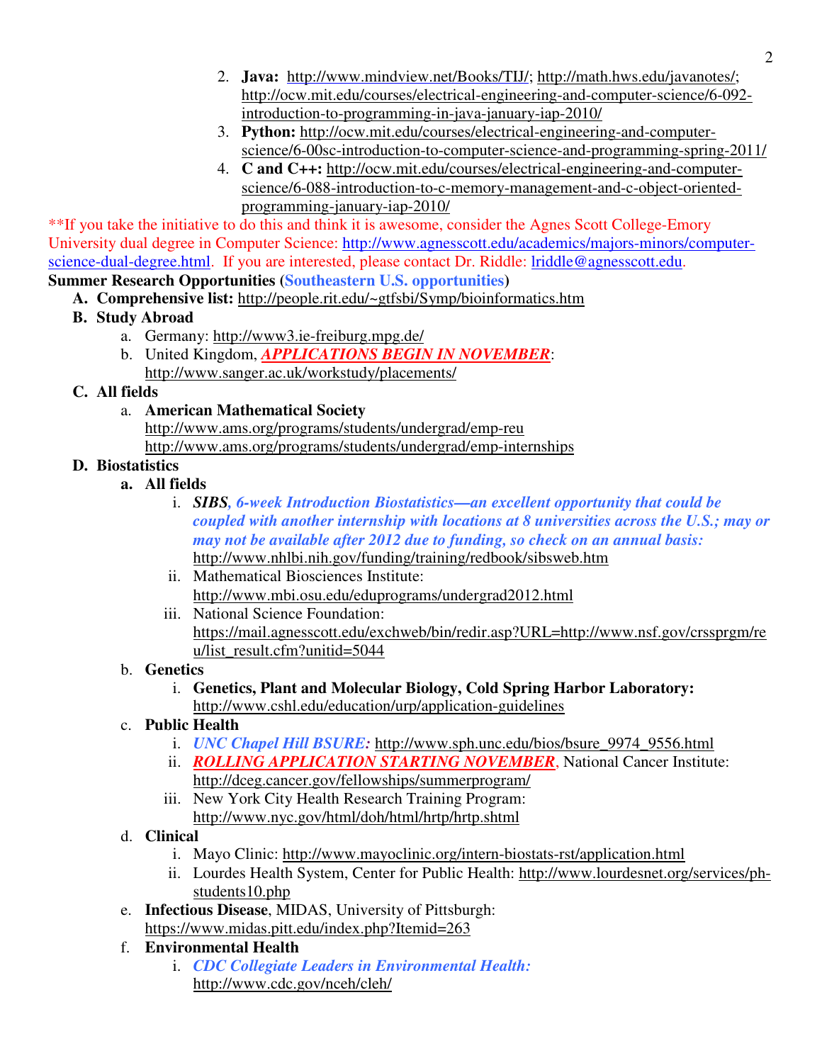2. **Java:** http://www.mindview.net/Books/TIJ/; http://math.hws.edu/javanotes/; http://ocw.mit.edu/courses/electrical-engineering-and-computer-science/6-092-introduction-to-programming-in-java-january-iap-2010/
3. **Python:** http://ocw.mit.edu/courses/electrical-engineering-and-computer-science/6-00sc-introduction-to-computer-science-and-programming-spring-2011/
4. **C and C++:** http://ocw.mit.edu/courses/electrical-engineering-and-computer-science/6-088-introduction-to-c-memory-management-and-c-object-oriented-programming-january-iap-2010/

**If you take the initiative to do this and think it is awesome, consider the Agnes Scott College-Emory University dual degree in Computer Science: http://www.agnesscott.edu/academics/majors-minors/computer-science-dual-degree.html. If you are interested, please contact Dr. Riddle: lriddle@agnesscott.edu.

**Summer Research Opportunities (Southeastern U.S. opportunities)**

- **A. Comprehensive list:** http://people.rit.edu/~gtfsbi/Symp/bioinformatics.htm
- **B. Study Abroad**
  - a. Germany: http://www3.ie-freiburg.mpg.de/
  - b. United Kingdom, ***APPLICATIONS BEGIN IN NOVEMBER***: http://www.sanger.ac.uk/workstudy/placements/
- **C. All fields**
  - a. **American Mathematical Society**
    http://www.ams.org/programs/students/undergrad/emp-reu
    http://www.ams.org/programs/students/undergrad/emp-internships
- **D. Biostatistics**
  - **a. All fields**
    - i. ***SIBS**, 6-week Introduction Biostatistics—an excellent opportunity that could be coupled with another internship with locations at 8 universities across the U.S.; may or may not be available after 2012 due to funding, so check on an annual basis:* http://www.nhlbi.nih.gov/funding/training/redbook/sibsweb.htm
    - ii. Mathematical Biosciences Institute: http://www.mbi.osu.edu/eduprograms/undergrad2012.html
    - iii. National Science Foundation: https://mail.agnesscott.edu/exchweb/bin/redir.asp?URL=http://www.nsf.gov/crssprgm/reu/list_result.cfm?unitid=5044
  - b. **Genetics**
    - i. **Genetics, Plant and Molecular Biology, Cold Spring Harbor Laboratory:** http://www.cshl.edu/education/urp/application-guidelines
  - c. **Public Health**
    - i. *UNC Chapel Hill BSURE:* http://www.sph.unc.edu/bios/bsure_9974_9556.html
    - ii. ***ROLLING APPLICATION STARTING NOVEMBER***, National Cancer Institute: http://dceg.cancer.gov/fellowships/summerprogram/
    - iii. New York City Health Research Training Program: http://www.nyc.gov/html/doh/html/hrtp/hrtp.shtml
  - d. **Clinical**
    - i. Mayo Clinic: http://www.mayoclinic.org/intern-biostats-rst/application.html
    - ii. Lourdes Health System, Center for Public Health: http://www.lourdesnet.org/services/ph-students10.php
  - e. **Infectious Disease**, MIDAS, University of Pittsburgh: https://www.midas.pitt.edu/index.php?Itemid=263
  - f. **Environmental Health**
    - i. *CDC Collegiate Leaders in Environmental Health:* http://www.cdc.gov/nceh/cleh/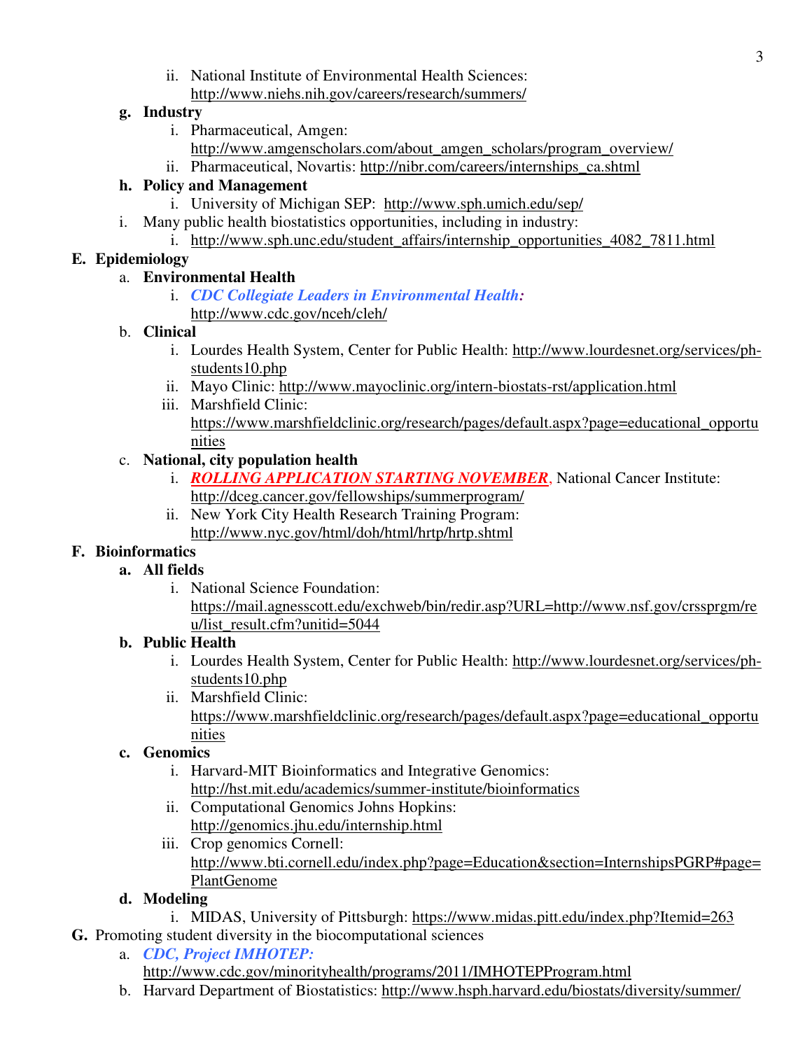- ii. National Institute of Environmental Health Sciences: http://www.niehs.nih.gov/careers/research/summers/

- **g. Industry**
   - i. Pharmaceutical, Amgen: http://www.amgenscholars.com/about_amgen_scholars/program_overview/
   - ii. Pharmaceutical, Novartis: http://nibr.com/careers/internships_ca.shtml
- **h. Policy and Management**
   - i. University of Michigan SEP: http://www.sph.umich.edu/sep/
- i. Many public health biostatistics opportunities, including in industry:
   - i. http://www.sph.unc.edu/student_affairs/internship_opportunities_4082_7811.html

**E. Epidemiology**

- a. **Environmental Health**
   - i. ***CDC Collegiate Leaders in Environmental Health:*** http://www.cdc.gov/nceh/cleh/
- b. **Clinical**
   - i. Lourdes Health System, Center for Public Health: http://www.lourdesnet.org/services/ph-students10.php
   - ii. Mayo Clinic: http://www.mayoclinic.org/intern-biostats-rst/application.html
   - iii. Marshfield Clinic: https://www.marshfieldclinic.org/research/pages/default.aspx?page=educational_opportunities
- c. **National, city population health**
   - i. ***ROLLING APPLICATION STARTING NOVEMBER***, National Cancer Institute: http://dceg.cancer.gov/fellowships/summerprogram/
   - ii. New York City Health Research Training Program: http://www.nyc.gov/html/doh/html/hrtp/hrtp.shtml

**F. Bioinformatics**

- **a. All fields**
   - i. National Science Foundation: https://mail.agnesscott.edu/exchweb/bin/redir.asp?URL=http://www.nsf.gov/crssprgm/reu/list_result.cfm?unitid=5044
- **b. Public Health**
   - i. Lourdes Health System, Center for Public Health: http://www.lourdesnet.org/services/ph-students10.php
   - ii. Marshfield Clinic: https://www.marshfieldclinic.org/research/pages/default.aspx?page=educational_opportunities
- **c. Genomics**
   - i. Harvard-MIT Bioinformatics and Integrative Genomics: http://hst.mit.edu/academics/summer-institute/bioinformatics
   - ii. Computational Genomics Johns Hopkins: http://genomics.jhu.edu/internship.html
   - iii. Crop genomics Cornell: http://www.bti.cornell.edu/index.php?page=Education&section=InternshipsPGRP#page=PlantGenome
- **d. Modeling**
   - i. MIDAS, University of Pittsburgh: https://www.midas.pitt.edu/index.php?Itemid=263

**G.** Promoting student diversity in the biocomputational sciences

- a. ***CDC, Project IMHOTEP:*** http://www.cdc.gov/minorityhealth/programs/2011/IMHOTEPProgram.html
- b. Harvard Department of Biostatistics: http://www.hsph.harvard.edu/biostats/diversity/summer/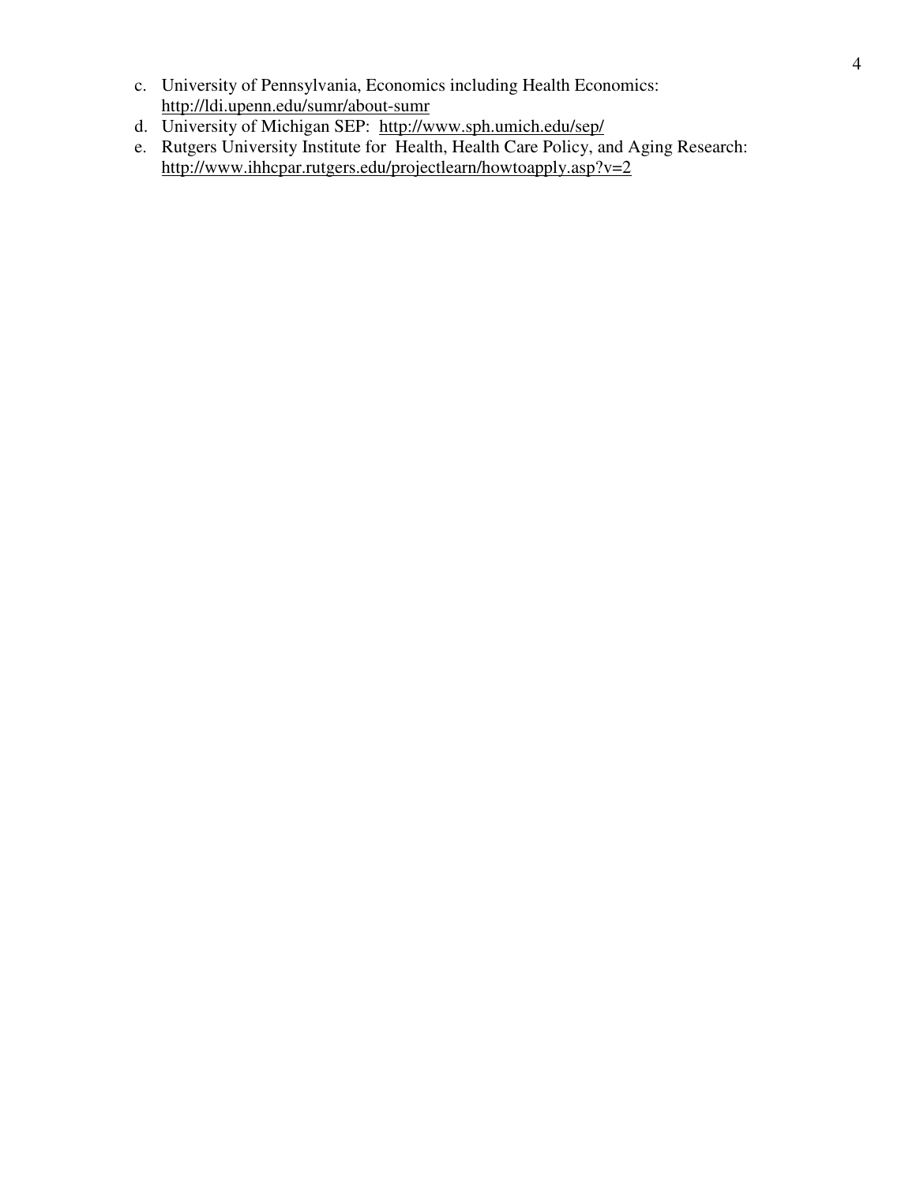c. University of Pennsylvania, Economics including Health Economics: http://ldi.upenn.edu/sumr/about-sumr
d. University of Michigan SEP: http://www.sph.umich.edu/sep/
e. Rutgers University Institute for Health, Health Care Policy, and Aging Research: http://www.ihhcpar.rutgers.edu/projectlearn/howtoapply.asp?v=2